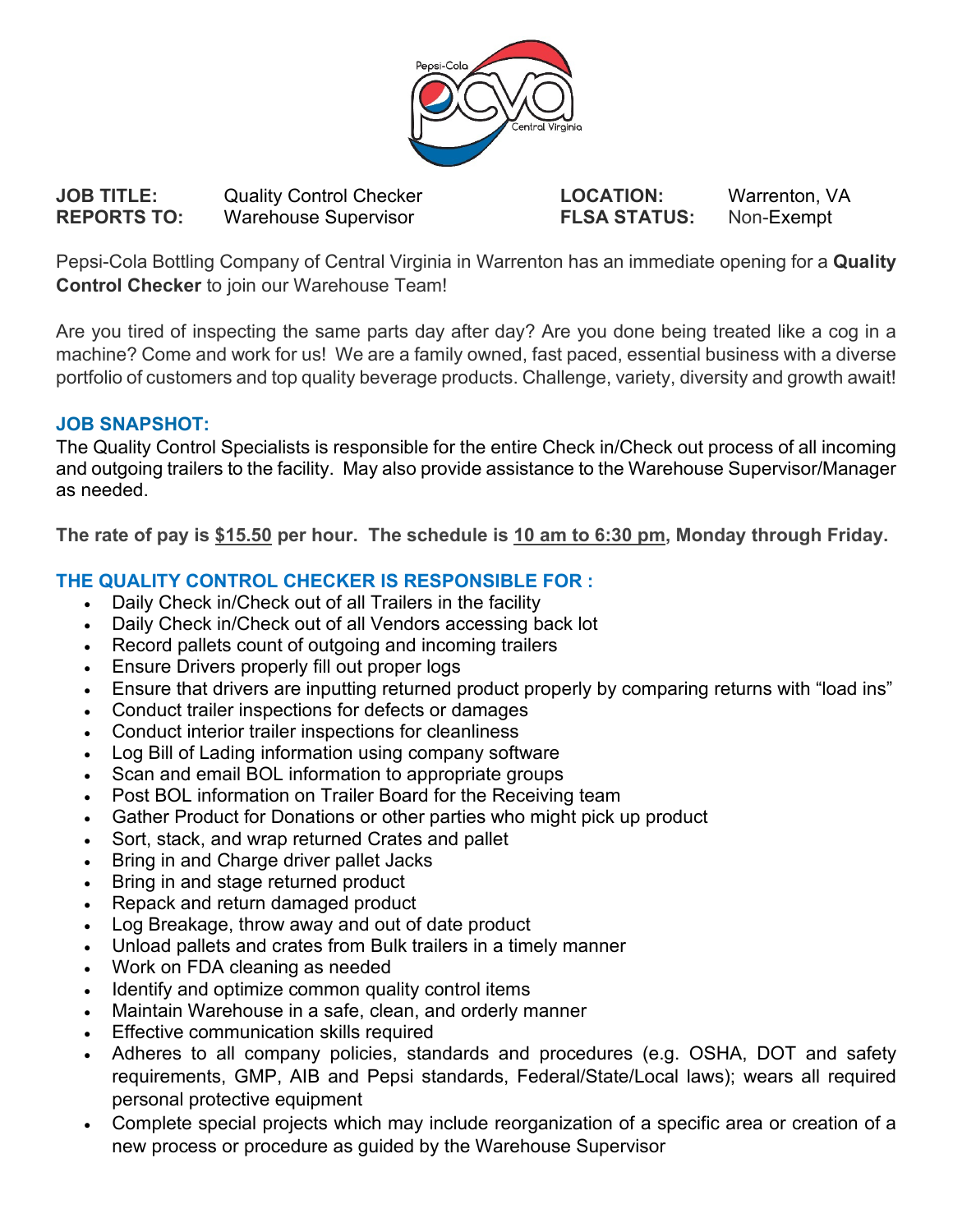| **JOB TITLE:** | Quality Control Checker | **LOCATION:** | Warrenton, VA |
|---|---|---|---|
| **REPORTS TO:** | Warehouse Supervisor | **FLSA STATUS:** | Non-Exempt |

Pepsi-Cola Bottling Company of Central Virginia in Warrenton has an immediate opening for a **Quality Control Checker** to join our Warehouse Team!

Are you tired of inspecting the same parts day after day? Are you done being treated like a cog in a machine? Come and work for us! We are a family owned, fast paced, essential business with a diverse portfolio of customers and top quality beverage products. Challenge, variety, diversity and growth await!

## JOB SNAPSHOT:

The Quality Control Specialists is responsible for the entire Check in/Check out process of all incoming and outgoing trailers to the facility. May also provide assistance to the Warehouse Supervisor/Manager as needed.

**The rate of pay is $15.50 per hour. The schedule is 10 am to 6:30 pm, Monday through Friday.**

## THE QUALITY CONTROL CHECKER IS RESPONSIBLE FOR :

- Daily Check in/Check out of all Trailers in the facility
- Daily Check in/Check out of all Vendors accessing back lot
- Record pallets count of outgoing and incoming trailers
- Ensure Drivers properly fill out proper logs
- Ensure that drivers are inputting returned product properly by comparing returns with "load ins"
- Conduct trailer inspections for defects or damages
- Conduct interior trailer inspections for cleanliness
- Log Bill of Lading information using company software
- Scan and email BOL information to appropriate groups
- Post BOL information on Trailer Board for the Receiving team
- Gather Product for Donations or other parties who might pick up product
- Sort, stack, and wrap returned Crates and pallet
- Bring in and Charge driver pallet Jacks
- Bring in and stage returned product
- Repack and return damaged product
- Log Breakage, throw away and out of date product
- Unload pallets and crates from Bulk trailers in a timely manner
- Work on FDA cleaning as needed
- Identify and optimize common quality control items
- Maintain Warehouse in a safe, clean, and orderly manner
- Effective communication skills required
- Adheres to all company policies, standards and procedures (e.g. OSHA, DOT and safety requirements, GMP, AIB and Pepsi standards, Federal/State/Local laws); wears all required personal protective equipment
- Complete special projects which may include reorganization of a specific area or creation of a new process or procedure as guided by the Warehouse Supervisor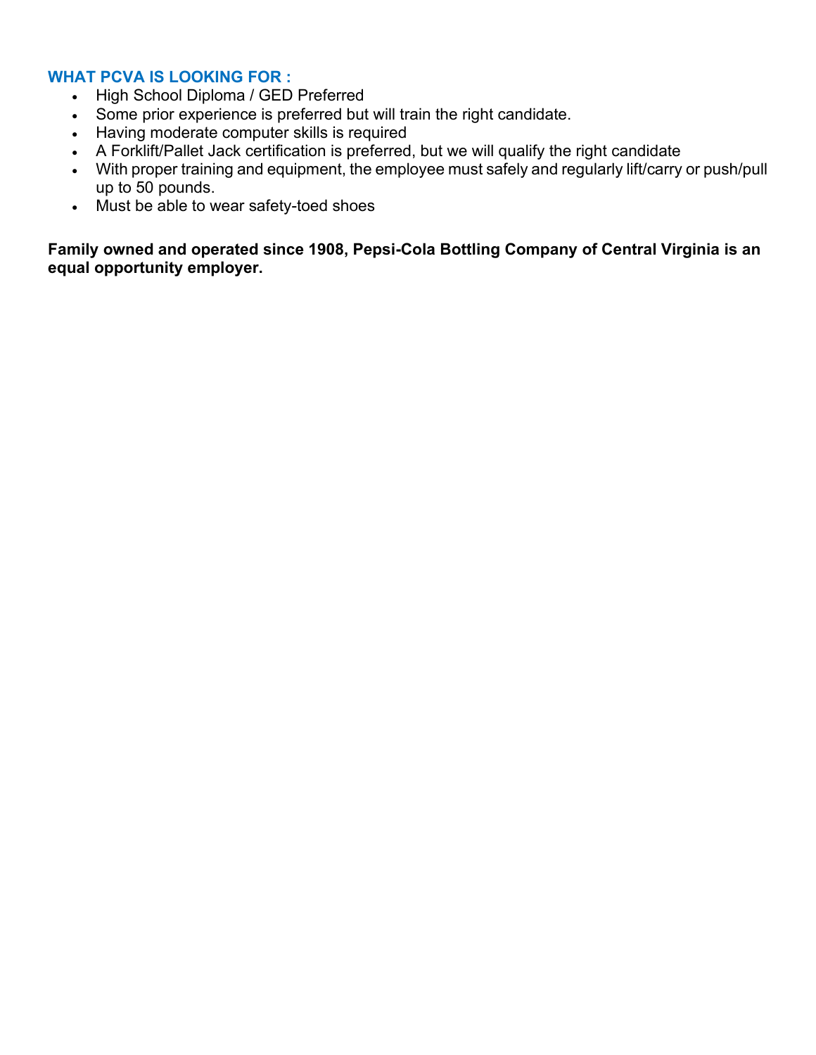### WHAT PCVA IS LOOKING FOR :

- High School Diploma / GED Preferred
- Some prior experience is preferred but will train the right candidate.
- Having moderate computer skills is required
- A Forklift/Pallet Jack certification is preferred, but we will qualify the right candidate
- With proper training and equipment, the employee must safely and regularly lift/carry or push/pull up to 50 pounds.
- Must be able to wear safety-toed shoes

**Family owned and operated since 1908, Pepsi-Cola Bottling Company of Central Virginia is an equal opportunity employer.**